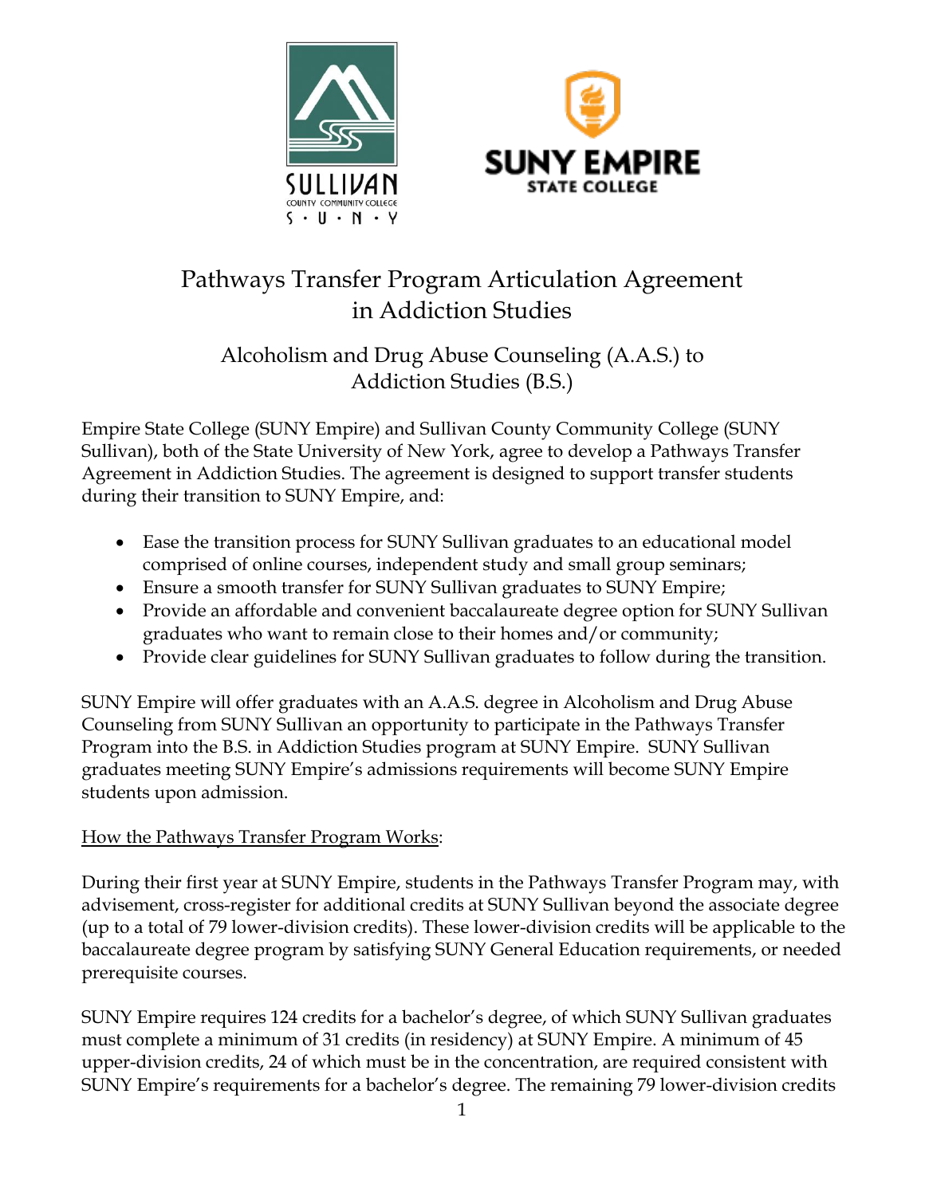# Pathways Transfer Program Articulation Agreement in Addiction Studies

## Alcoholism and Drug Abuse Counseling (A.A.S.) to Addiction Studies (B.S.)

Empire State College (SUNY Empire) and Sullivan County Community College (SUNY Sullivan), both of the State University of New York, agree to develop a Pathways Transfer Agreement in Addiction Studies. The agreement is designed to support transfer students during their transition to SUNY Empire, and:

- Ease the transition process for SUNY Sullivan graduates to an educational model comprised of online courses, independent study and small group seminars;
- Ensure a smooth transfer for SUNY Sullivan graduates to SUNY Empire;
- Provide an affordable and convenient baccalaureate degree option for SUNY Sullivan graduates who want to remain close to their homes and/or community;
- Provide clear guidelines for SUNY Sullivan graduates to follow during the transition.

SUNY Empire will offer graduates with an A.A.S. degree in Alcoholism and Drug Abuse Counseling from SUNY Sullivan an opportunity to participate in the Pathways Transfer Program into the B.S. in Addiction Studies program at SUNY Empire. SUNY Sullivan graduates meeting SUNY Empire's admissions requirements will become SUNY Empire students upon admission.

How the Pathways Transfer Program Works:

During their first year at SUNY Empire, students in the Pathways Transfer Program may, with advisement, cross-register for additional credits at SUNY Sullivan beyond the associate degree (up to a total of 79 lower-division credits). These lower-division credits will be applicable to the baccalaureate degree program by satisfying SUNY General Education requirements, or needed prerequisite courses.

SUNY Empire requires 124 credits for a bachelor's degree, of which SUNY Sullivan graduates must complete a minimum of 31 credits (in residency) at SUNY Empire. A minimum of 45 upper-division credits, 24 of which must be in the concentration, are required consistent with SUNY Empire's requirements for a bachelor's degree. The remaining 79 lower-division credits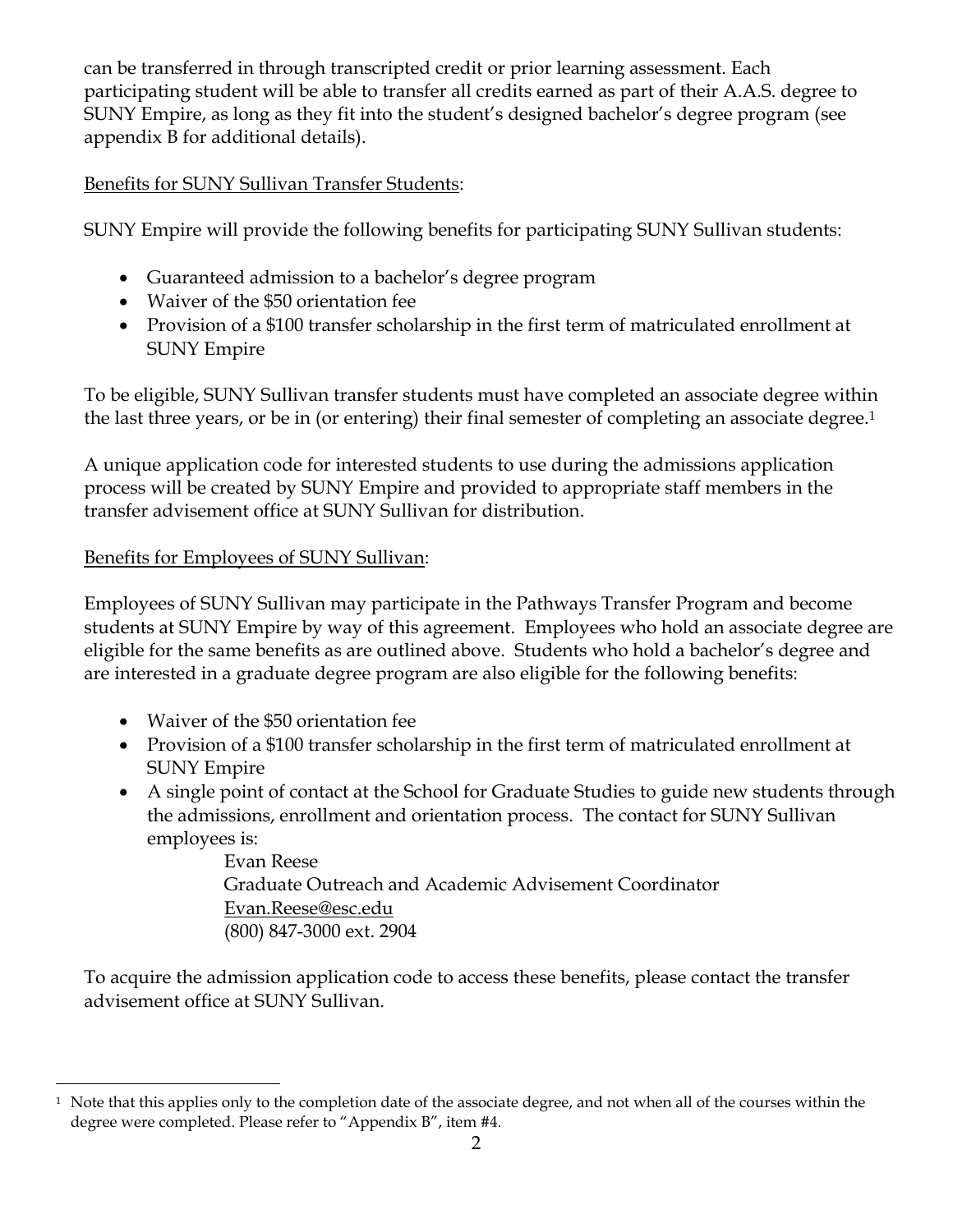can be transferred in through transcripted credit or prior learning assessment. Each participating student will be able to transfer all credits earned as part of their A.A.S. degree to SUNY Empire, as long as they fit into the student's designed bachelor's degree program (see appendix B for additional details).

<u>Benefits for SUNY Sullivan Transfer Students</u>:

SUNY Empire will provide the following benefits for participating SUNY Sullivan students:

- Guaranteed admission to a bachelor's degree program
- Waiver of the $50 orientation fee
- Provision of a $100 transfer scholarship in the first term of matriculated enrollment at SUNY Empire

To be eligible, SUNY Sullivan transfer students must have completed an associate degree within the last three years, or be in (or entering) their final semester of completing an associate degree.[1]

A unique application code for interested students to use during the admissions application process will be created by SUNY Empire and provided to appropriate staff members in the transfer advisement office at SUNY Sullivan for distribution.

<u>Benefits for Employees of SUNY Sullivan</u>:

Employees of SUNY Sullivan may participate in the Pathways Transfer Program and become students at SUNY Empire by way of this agreement. Employees who hold an associate degree are eligible for the same benefits as are outlined above. Students who hold a bachelor's degree and are interested in a graduate degree program are also eligible for the following benefits:

- Waiver of the $50 orientation fee
- Provision of a $100 transfer scholarship in the first term of matriculated enrollment at SUNY Empire
- A single point of contact at the School for Graduate Studies to guide new students through the admissions, enrollment and orientation process. The contact for SUNY Sullivan employees is:

  Evan Reese
  Graduate Outreach and Academic Advisement Coordinator
  Evan.Reese@esc.edu
  (800) 847-3000 ext. 2904

To acquire the admission application code to access these benefits, please contact the transfer advisement office at SUNY Sullivan.

---

[1] Note that this applies only to the completion date of the associate degree, and not when all of the courses within the degree were completed. Please refer to "Appendix B", item #4.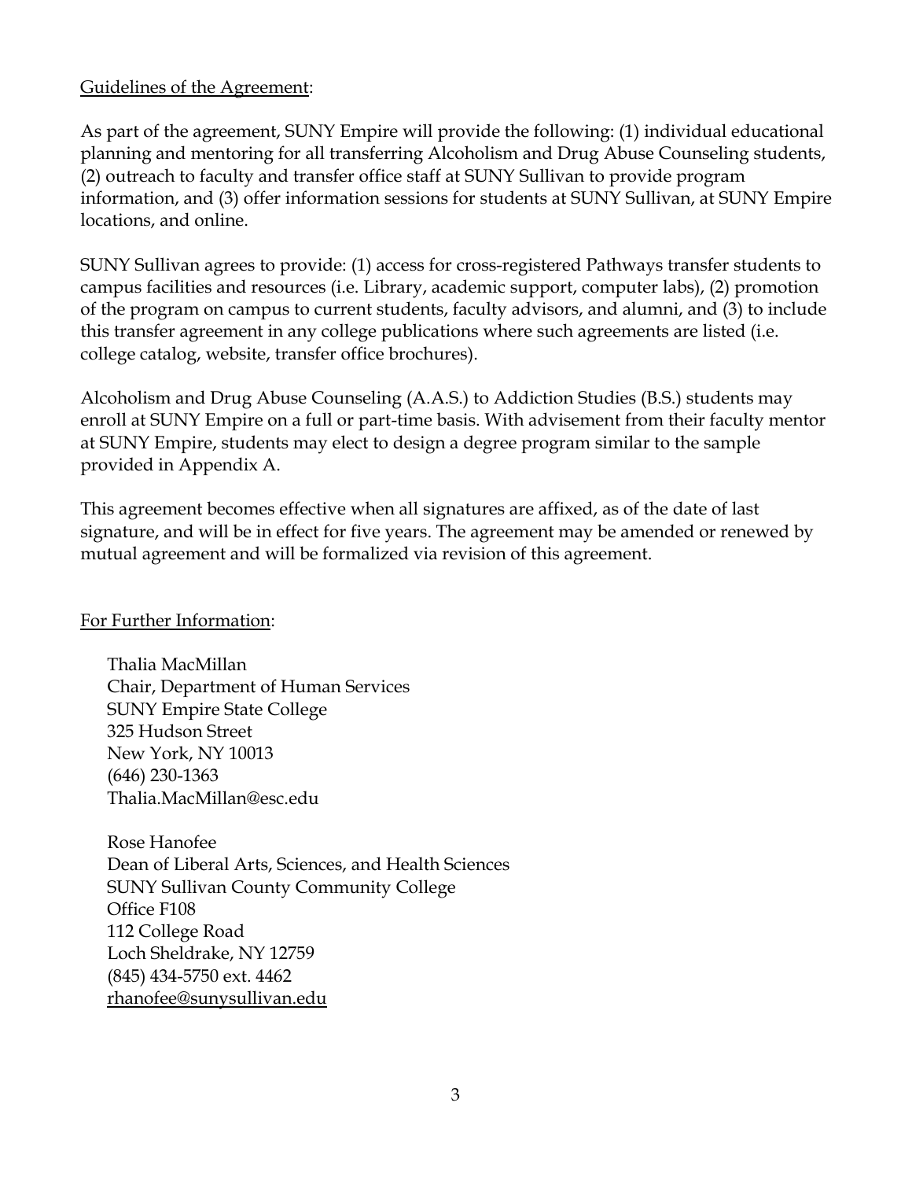<u>Guidelines of the Agreement</u>:

As part of the agreement, SUNY Empire will provide the following: (1) individual educational planning and mentoring for all transferring Alcoholism and Drug Abuse Counseling students, (2) outreach to faculty and transfer office staff at SUNY Sullivan to provide program information, and (3) offer information sessions for students at SUNY Sullivan, at SUNY Empire locations, and online.

SUNY Sullivan agrees to provide: (1) access for cross-registered Pathways transfer students to campus facilities and resources (i.e. Library, academic support, computer labs), (2) promotion of the program on campus to current students, faculty advisors, and alumni, and (3) to include this transfer agreement in any college publications where such agreements are listed (i.e. college catalog, website, transfer office brochures).

Alcoholism and Drug Abuse Counseling (A.A.S.) to Addiction Studies (B.S.) students may enroll at SUNY Empire on a full or part-time basis. With advisement from their faculty mentor at SUNY Empire, students may elect to design a degree program similar to the sample provided in Appendix A.

This agreement becomes effective when all signatures are affixed, as of the date of last signature, and will be in effect for five years. The agreement may be amended or renewed by mutual agreement and will be formalized via revision of this agreement.

<u>For Further Information</u>:

Thalia MacMillan
Chair, Department of Human Services
SUNY Empire State College
325 Hudson Street
New York, NY 10013
(646) 230-1363
Thalia.MacMillan@esc.edu

Rose Hanofee
Dean of Liberal Arts, Sciences, and Health Sciences
SUNY Sullivan County Community College
Office F108
112 College Road
Loch Sheldrake, NY 12759
(845) 434-5750 ext. 4462
rhanofee@sunysullivan.edu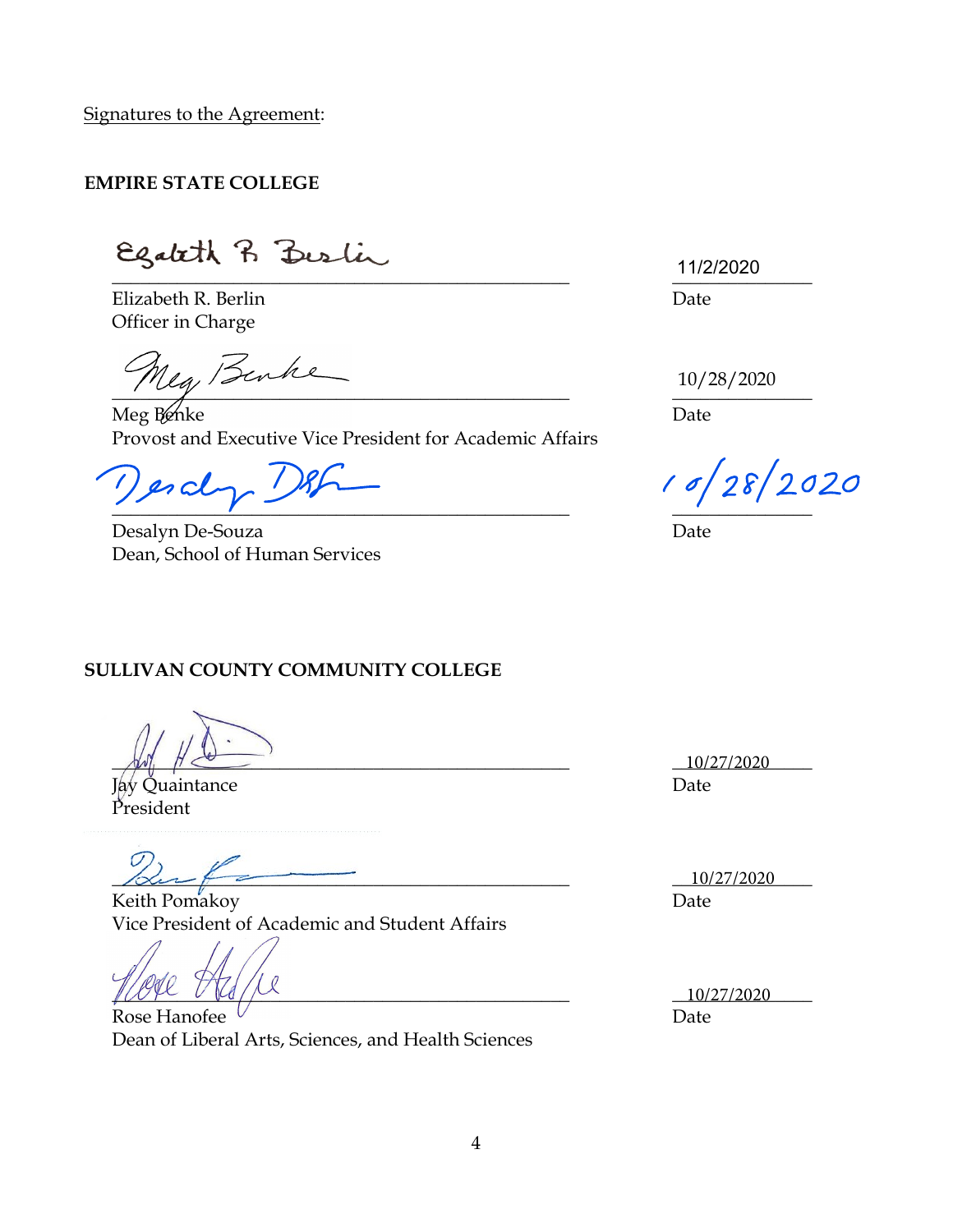Signatures to the Agreement:

**EMPIRE STATE COLLEGE**

______________________________________ 11/2/2020
Elizabeth R. Berlin Date
Officer in Charge

______________________________________ 10/28/2020
Meg Benke Date
Provost and Executive Vice President for Academic Affairs

______________________________________ 10/28/2020
Desalyn De-Souza Date
Dean, School of Human Services

**SULLIVAN COUNTY COMMUNITY COLLEGE**

______________________________________ 10/27/2020
Jay Quaintance Date
President

______________________________________ 10/27/2020
Keith Pomakoy Date
Vice President of Academic and Student Affairs

______________________________________ 10/27/2020
Rose Hanofee Date
Dean of Liberal Arts, Sciences, and Health Sciences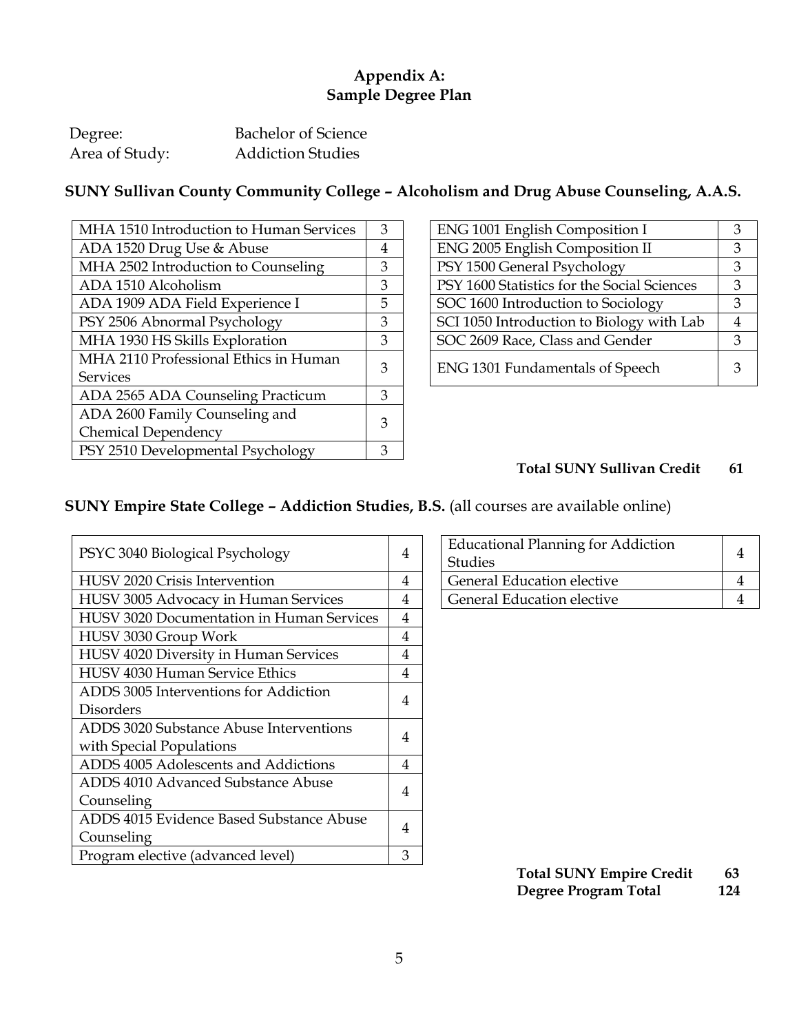# Appendix A:
# Sample Degree Plan

Degree: Bachelor of Science
Area of Study: Addiction Studies

## SUNY Sullivan County Community College – Alcoholism and Drug Abuse Counseling, A.A.S.

| Course | Credits |
|---|---|
| MHA 1510 Introduction to Human Services | 3 |
| ADA 1520 Drug Use & Abuse | 4 |
| MHA 2502 Introduction to Counseling | 3 |
| ADA 1510 Alcoholism | 3 |
| ADA 1909 ADA Field Experience I | 5 |
| PSY 2506 Abnormal Psychology | 3 |
| MHA 1930 HS Skills Exploration | 3 |
| MHA 2110 Professional Ethics in Human Services | 3 |
| ADA 2565 ADA Counseling Practicum | 3 |
| ADA 2600 Family Counseling and Chemical Dependency | 3 |
| PSY 2510 Developmental Psychology | 3 |

| Course | Credits |
|---|---|
| ENG 1001 English Composition I | 3 |
| ENG 2005 English Composition II | 3 |
| PSY 1500 General Psychology | 3 |
| PSY 1600 Statistics for the Social Sciences | 3 |
| SOC 1600 Introduction to Sociology | 3 |
| SCI 1050 Introduction to Biology with Lab | 4 |
| SOC 2609 Race, Class and Gender | 3 |
| ENG 1301 Fundamentals of Speech | 3 |

**Total SUNY Sullivan Credit 61**

## SUNY Empire State College – Addiction Studies, B.S. (all courses are available online)

| Course | Credits |
|---|---|
| PSYC 3040 Biological Psychology | 4 |
| HUSV 2020 Crisis Intervention | 4 |
| HUSV 3005 Advocacy in Human Services | 4 |
| HUSV 3020 Documentation in Human Services | 4 |
| HUSV 3030 Group Work | 4 |
| HUSV 4020 Diversity in Human Services | 4 |
| HUSV 4030 Human Service Ethics | 4 |
| ADDS 3005 Interventions for Addiction Disorders | 4 |
| ADDS 3020 Substance Abuse Interventions with Special Populations | 4 |
| ADDS 4005 Adolescents and Addictions | 4 |
| ADDS 4010 Advanced Substance Abuse Counseling | 4 |
| ADDS 4015 Evidence Based Substance Abuse Counseling | 4 |
| Program elective (advanced level) | 3 |

| Course | Credits |
|---|---|
| Educational Planning for Addiction Studies | 4 |
| General Education elective | 4 |
| General Education elective | 4 |

**Total SUNY Empire Credit 63**
**Degree Program Total 124**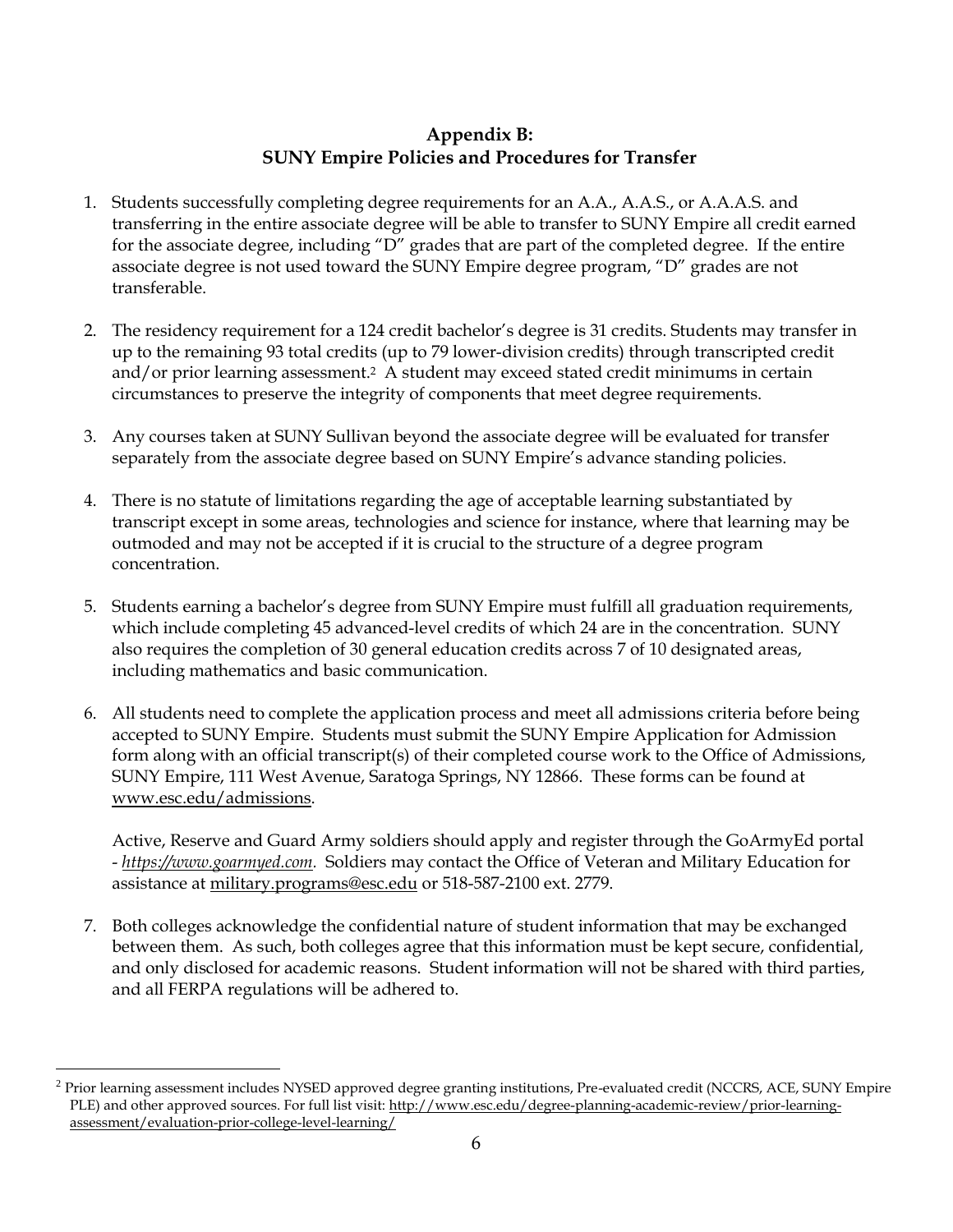## Appendix B:
## SUNY Empire Policies and Procedures for Transfer

1. Students successfully completing degree requirements for an A.A., A.A.S., or A.A.A.S. and transferring in the entire associate degree will be able to transfer to SUNY Empire all credit earned for the associate degree, including "D" grades that are part of the completed degree. If the entire associate degree is not used toward the SUNY Empire degree program, "D" grades are not transferable.

2. The residency requirement for a 124 credit bachelor's degree is 31 credits. Students may transfer in up to the remaining 93 total credits (up to 79 lower-division credits) through transcripted credit and/or prior learning assessment.[2] A student may exceed stated credit minimums in certain circumstances to preserve the integrity of components that meet degree requirements.

3. Any courses taken at SUNY Sullivan beyond the associate degree will be evaluated for transfer separately from the associate degree based on SUNY Empire's advance standing policies.

4. There is no statute of limitations regarding the age of acceptable learning substantiated by transcript except in some areas, technologies and science for instance, where that learning may be outmoded and may not be accepted if it is crucial to the structure of a degree program concentration.

5. Students earning a bachelor's degree from SUNY Empire must fulfill all graduation requirements, which include completing 45 advanced-level credits of which 24 are in the concentration. SUNY also requires the completion of 30 general education credits across 7 of 10 designated areas, including mathematics and basic communication.

6. All students need to complete the application process and meet all admissions criteria before being accepted to SUNY Empire. Students must submit the SUNY Empire Application for Admission form along with an official transcript(s) of their completed course work to the Office of Admissions, SUNY Empire, 111 West Avenue, Saratoga Springs, NY 12866. These forms can be found at www.esc.edu/admissions.

   Active, Reserve and Guard Army soldiers should apply and register through the GoArmyEd portal - *https://www.goarmyed.com*. Soldiers may contact the Office of Veteran and Military Education for assistance at military.programs@esc.edu or 518-587-2100 ext. 2779.

7. Both colleges acknowledge the confidential nature of student information that may be exchanged between them. As such, both colleges agree that this information must be kept secure, confidential, and only disclosed for academic reasons. Student information will not be shared with third parties, and all FERPA regulations will be adhered to.

---

[2] Prior learning assessment includes NYSED approved degree granting institutions, Pre-evaluated credit (NCCRS, ACE, SUNY Empire PLE) and other approved sources. For full list visit: http://www.esc.edu/degree-planning-academic-review/prior-learning-assessment/evaluation-prior-college-level-learning/